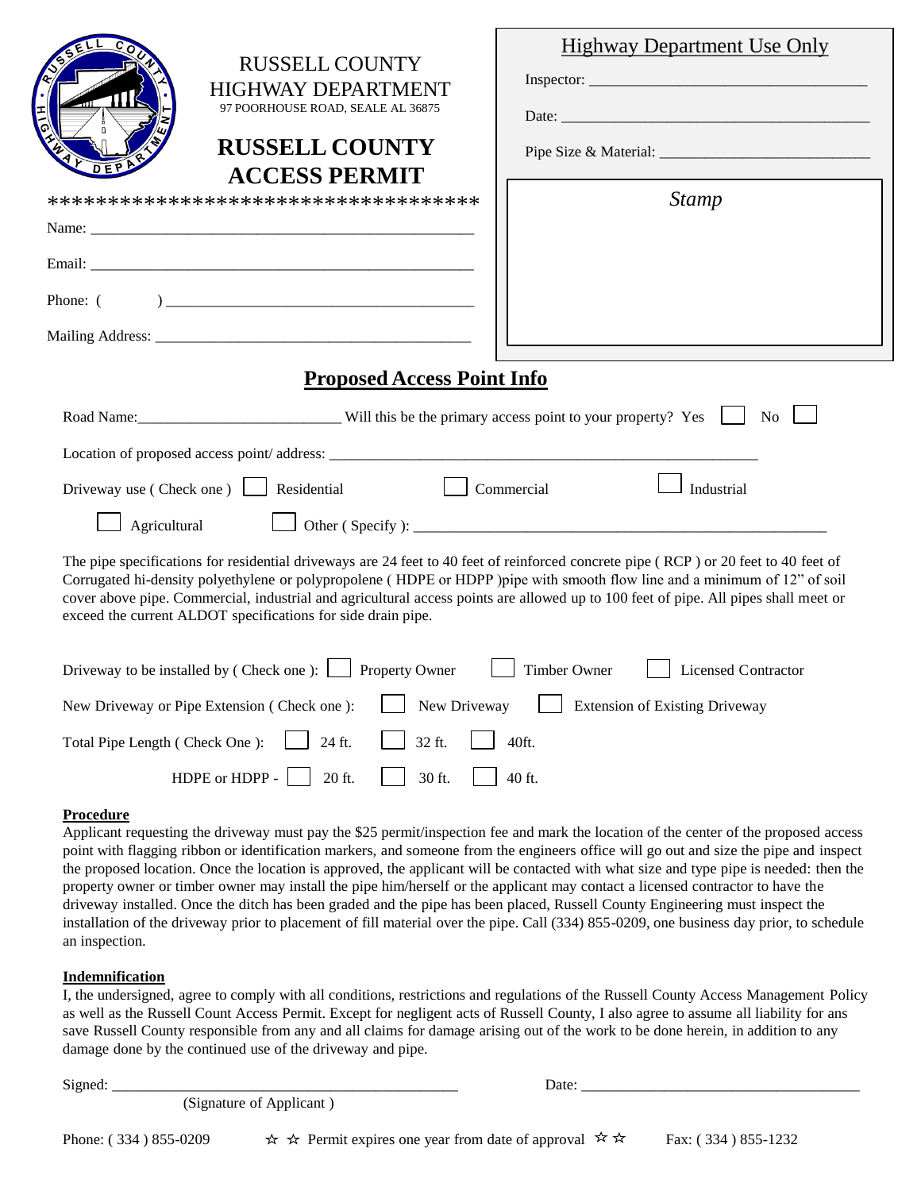# RUSSELL COUNTY HIGHWAY DEPARTMENT

97 POORHOUSE ROAD, SEALE AL 36875

## RUSSELL COUNTY ACCESS PERMIT

***********************************

Name: \_\_\_\_\_\_\_\_\_\_\_\_\_\_\_\_\_\_\_\_\_\_\_\_\_\_\_\_\_\_\_\_\_\_\_\_\_\_\_\_\_\_\_\_\_\_

Email: \_\_\_\_\_\_\_\_\_\_\_\_\_\_\_\_\_\_\_\_\_\_\_\_\_\_\_\_\_\_\_\_\_\_\_\_\_\_\_\_\_\_\_\_\_\_

Phone: (        ) \_\_\_\_\_\_\_\_\_\_\_\_\_\_\_\_\_\_\_\_\_\_\_\_\_\_\_\_\_\_\_\_\_\_\_\_\_\_

Mailing Address: \_\_\_\_\_\_\_\_\_\_\_\_\_\_\_\_\_\_\_\_\_\_\_\_\_\_\_\_\_\_\_\_\_\_\_\_\_\_

**Highway Department Use Only**

Inspector: \_\_\_\_\_\_\_\_\_\_\_\_\_\_\_\_\_\_\_\_\_\_\_\_\_\_\_\_\_\_\_\_\_\_

Date: \_\_\_\_\_\_\_\_\_\_\_\_\_\_\_\_\_\_\_\_\_\_\_\_\_\_\_\_\_\_\_\_\_\_\_\_\_\_

Pipe Size & Material: \_\_\_\_\_\_\_\_\_\_\_\_\_\_\_\_\_\_\_\_\_\_\_\_\_\_

*Stamp*

## Proposed Access Point Info

Road Name:\_\_\_\_\_\_\_\_\_\_\_\_\_\_\_\_\_\_\_\_\_\_\_\_\_\_ Will this be the primary access point to your property? Yes ☐ No ☐

Location of proposed access point/ address: \_\_\_\_\_\_\_\_\_\_\_\_\_\_\_\_\_\_\_\_\_\_\_\_\_\_\_\_\_\_\_\_\_\_\_\_\_\_\_\_\_\_\_\_\_\_\_\_

Driveway use ( Check one ) ☐ Residential ☐ Commercial ☐ Industrial

☐ Agricultural ☐ Other ( Specify ): \_\_\_\_\_\_\_\_\_\_\_\_\_\_\_\_\_\_\_\_\_\_\_\_\_\_\_\_\_\_\_\_\_\_\_\_\_\_\_\_\_\_\_\_\_\_

The pipe specifications for residential driveways are 24 feet to 40 feet of reinforced concrete pipe ( RCP ) or 20 feet to 40 feet of Corrugated hi-density polyethylene or polypropolene ( HDPE or HDPP )pipe with smooth flow line and a minimum of 12" of soil cover above pipe. Commercial, industrial and agricultural access points are allowed up to 100 feet of pipe. All pipes shall meet or exceed the current ALDOT specifications for side drain pipe.

Driveway to be installed by ( Check one ): ☐ Property Owner ☐ Timber Owner ☐ Licensed Contractor

New Driveway or Pipe Extension ( Check one ): ☐ New Driveway ☐ Extension of Existing Driveway

Total Pipe Length ( Check One ): ☐ 24 ft. ☐ 32 ft. ☐ 40ft.

HDPE or HDPP - ☐ 20 ft. ☐ 30 ft. ☐ 40 ft.

**Procedure**

Applicant requesting the driveway must pay the $25 permit/inspection fee and mark the location of the center of the proposed access point with flagging ribbon or identification markers, and someone from the engineers office will go out and size the pipe and inspect the proposed location. Once the location is approved, the applicant will be contacted with what size and type pipe is needed: then the property owner or timber owner may install the pipe him/herself or the applicant may contact a licensed contractor to have the driveway installed. Once the ditch has been graded and the pipe has been placed, Russell County Engineering must inspect the installation of the driveway prior to placement of fill material over the pipe. Call (334) 855-0209, one business day prior, to schedule an inspection.

**Indemnification**

I, the undersigned, agree to comply with all conditions, restrictions and regulations of the Russell County Access Management Policy as well as the Russell Count Access Permit. Except for negligent acts of Russell County, I also agree to assume all liability for ans save Russell County responsible from any and all claims for damage arising out of the work to be done herein, in addition to any damage done by the continued use of the driveway and pipe.

Signed: \_\_\_\_\_\_\_\_\_\_\_\_\_\_\_\_\_\_\_\_\_\_\_\_\_\_\_\_\_\_\_\_\_\_\_\_\_\_\_\_ Date: \_\_\_\_\_\_\_\_\_\_\_\_\_\_\_\_\_\_\_\_\_\_\_\_\_\_\_\_\_\_\_\_\_\_

(Signature of Applicant )

Phone: ( 334 ) 855-0209 ☆ ☆ Permit expires one year from date of approval ☆ ☆ Fax: ( 334 ) 855-1232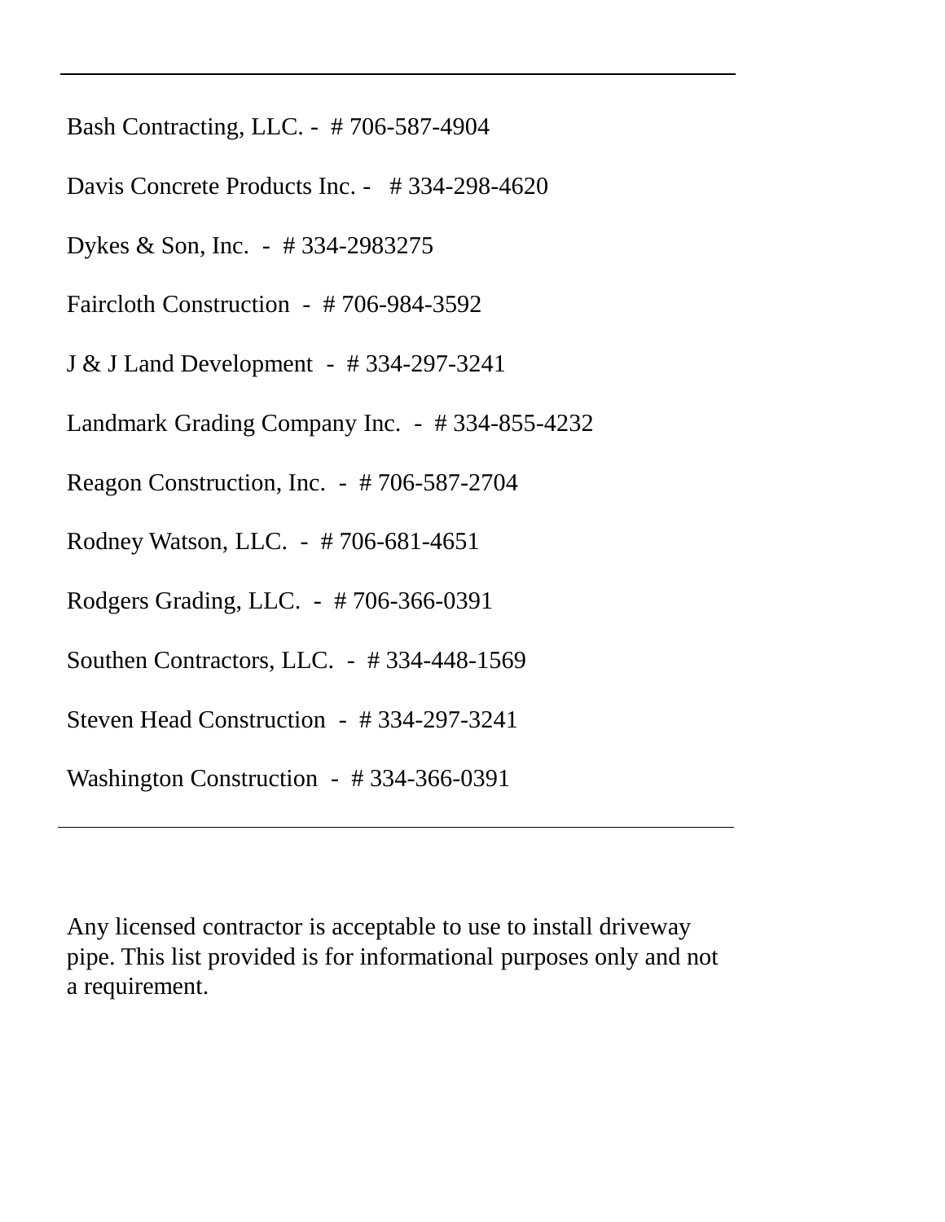Bash Contracting, LLC. - # 706-587-4904

Davis Concrete Products Inc. - # 334-298-4620

Dykes & Son, Inc. - # 334-2983275

Faircloth Construction - # 706-984-3592

J & J Land Development - # 334-297-3241

Landmark Grading Company Inc. - # 334-855-4232

Reagon Construction, Inc. - # 706-587-2704

Rodney Watson, LLC. - # 706-681-4651

Rodgers Grading, LLC. - # 706-366-0391

Southen Contractors, LLC. - # 334-448-1569

Steven Head Construction - # 334-297-3241

Washington Construction - # 334-366-0391

---

Any licensed contractor is acceptable to use to install driveway pipe. This list provided is for informational purposes only and not a requirement.